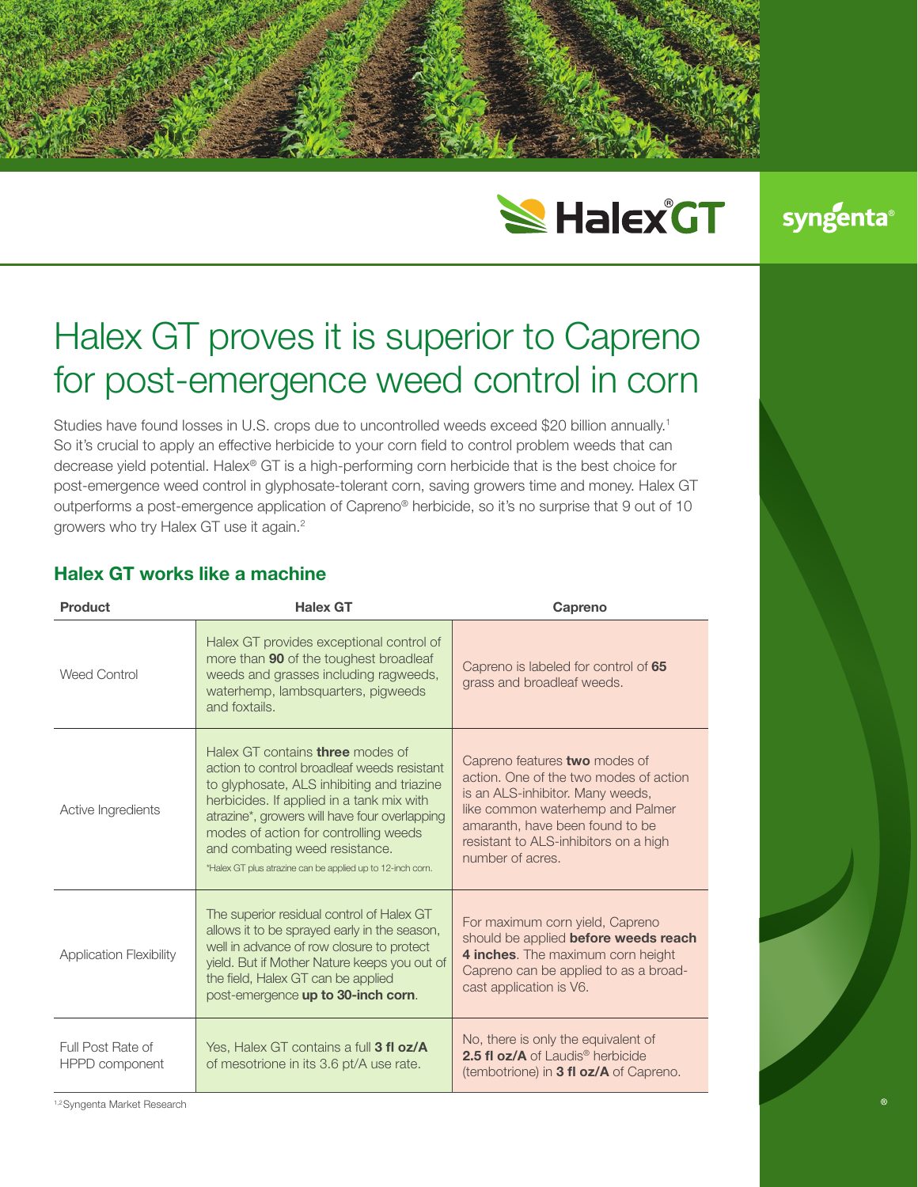# Halex GT proves it is superior to Capreno for post-emergence weed control in corn

Studies have found losses in U.S. crops due to uncontrolled weeds exceed $20 billion annually.[1] So it's crucial to apply an effective herbicide to your corn field to control problem weeds that can decrease yield potential. Halex® GT is a high-performing corn herbicide that is the best choice for post-emergence weed control in glyphosate-tolerant corn, saving growers time and money. Halex GT outperforms a post-emergence application of Capreno® herbicide, so it's no surprise that 9 out of 10 growers who try Halex GT use it again.[2]

## Halex GT works like a machine

| Product | Halex GT | Capreno |
|---|---|---|
| Weed Control | Halex GT provides exceptional control of more than **90** of the toughest broadleaf weeds and grasses including ragweeds, waterhemp, lambsquarters, pigweeds and foxtails. | Capreno is labeled for control of **65** grass and broadleaf weeds. |
| Active Ingredients | Halex GT contains **three** modes of action to control broadleaf weeds resistant to glyphosate, ALS inhibiting and triazine herbicides. If applied in a tank mix with atrazine*, growers will have four overlapping modes of action for controlling weeds and combating weed resistance. *Halex GT plus atrazine can be applied up to 12-inch corn. | Capreno features **two** modes of action. One of the two modes of action is an ALS-inhibitor. Many weeds, like common waterhemp and Palmer amaranth, have been found to be resistant to ALS-inhibitors on a high number of acres. |
| Application Flexibility | The superior residual control of Halex GT allows it to be sprayed early in the season, well in advance of row closure to protect yield. But if Mother Nature keeps you out of the field, Halex GT can be applied post-emergence **up to 30-inch corn**. | For maximum corn yield, Capreno should be applied **before weeds reach 4 inches**. The maximum corn height Capreno can be applied to as a broadcast application is V6. |
| Full Post Rate of HPPD component | Yes, Halex GT contains a full **3 fl oz/A** of mesotrione in its 3.6 pt/A use rate. | No, there is only the equivalent of **2.5 fl oz/A** of Laudis® herbicide (tembotrione) in **3 fl oz/A** of Capreno. |

[1,2] Syngenta Market Research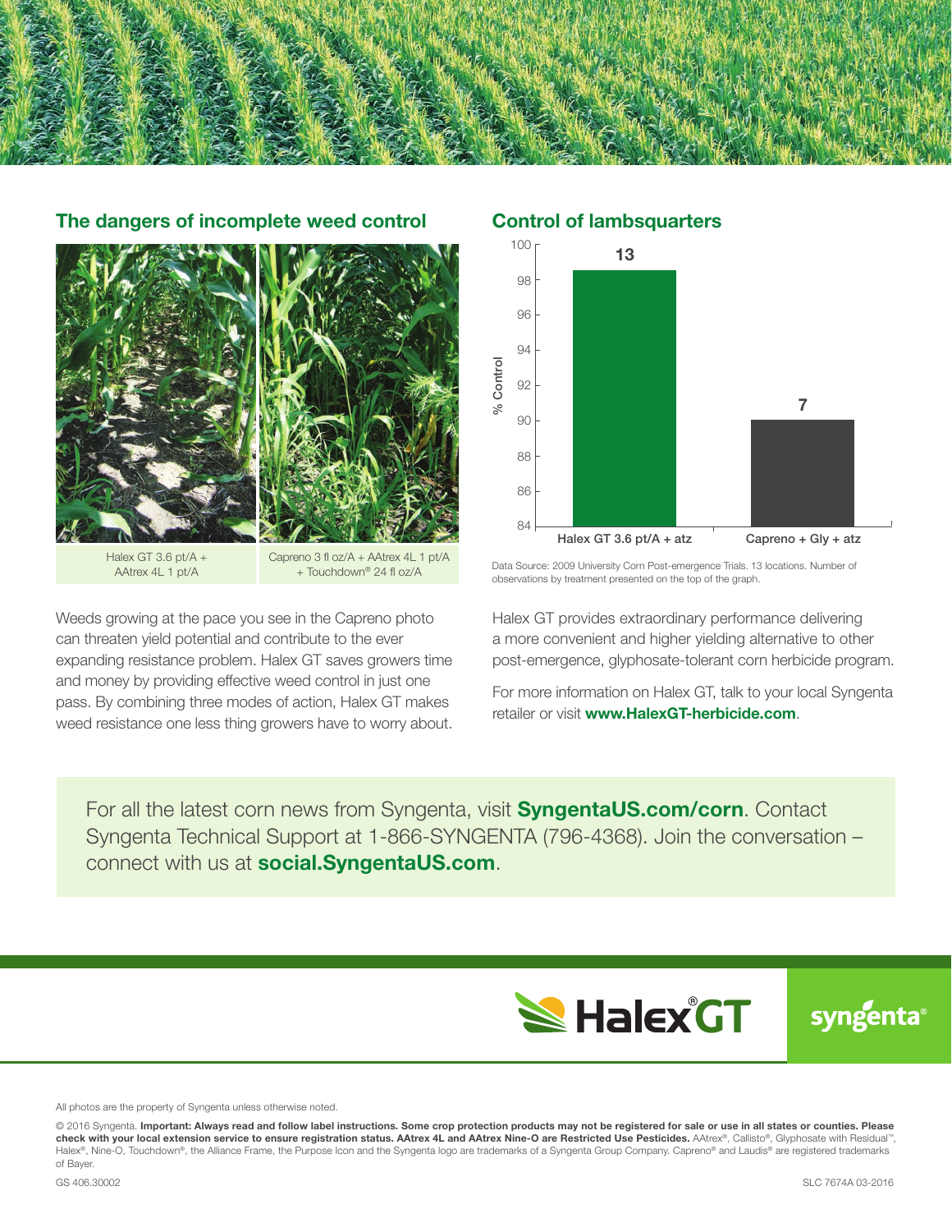## The dangers of incomplete weed control

Halex GT 3.6 pt/A + AAtrex 4L 1 pt/A

Capreno 3 fl oz/A + AAtrex 4L 1 pt/A + Touchdown® 24 fl oz/A

Weeds growing at the pace you see in the Capreno photo can threaten yield potential and contribute to the ever expanding resistance problem. Halex GT saves growers time and money by providing effective weed control in just one pass. By combining three modes of action, Halex GT makes weed resistance one less thing growers have to worry about.

## Control of lambsquarters

% Control

100
98
96
94
92
90
88
86
84

13

7

Halex GT 3.6 pt/A + atz

Capreno + Gly + atz

Data Source: 2009 University Corn Post-emergence Trials. 13 locations. Number of observations by treatment presented on the top of the graph.

Halex GT provides extraordinary performance delivering a more convenient and higher yielding alternative to other post-emergence, glyphosate-tolerant corn herbicide program.

For more information on Halex GT, talk to your local Syngenta retailer or visit **www.HalexGT-herbicide.com**.

For all the latest corn news from Syngenta, visit **SyngentaUS.com/corn**. Contact Syngenta Technical Support at 1-866-SYNGENTA (796-4368). Join the conversation – connect with us at **social.SyngentaUS.com**.

Halex® GT

syngenta®

All photos are the property of Syngenta unless otherwise noted.

© 2016 Syngenta. **Important: Always read and follow label instructions. Some crop protection products may not be registered for sale or use in all states or counties. Please check with your local extension service to ensure registration status. AAtrex 4L and AAtrex Nine-O are Restricted Use Pesticides.** AAtrex®, Callisto®, Glyphosate with Residual™, Halex®, Nine-O, Touchdown®, the Alliance Frame, the Purpose Icon and the Syngenta logo are trademarks of a Syngenta Group Company. Capreno® and Laudis® are registered trademarks of Bayer.

GS 406.30002

SLC 7674A 03-2016